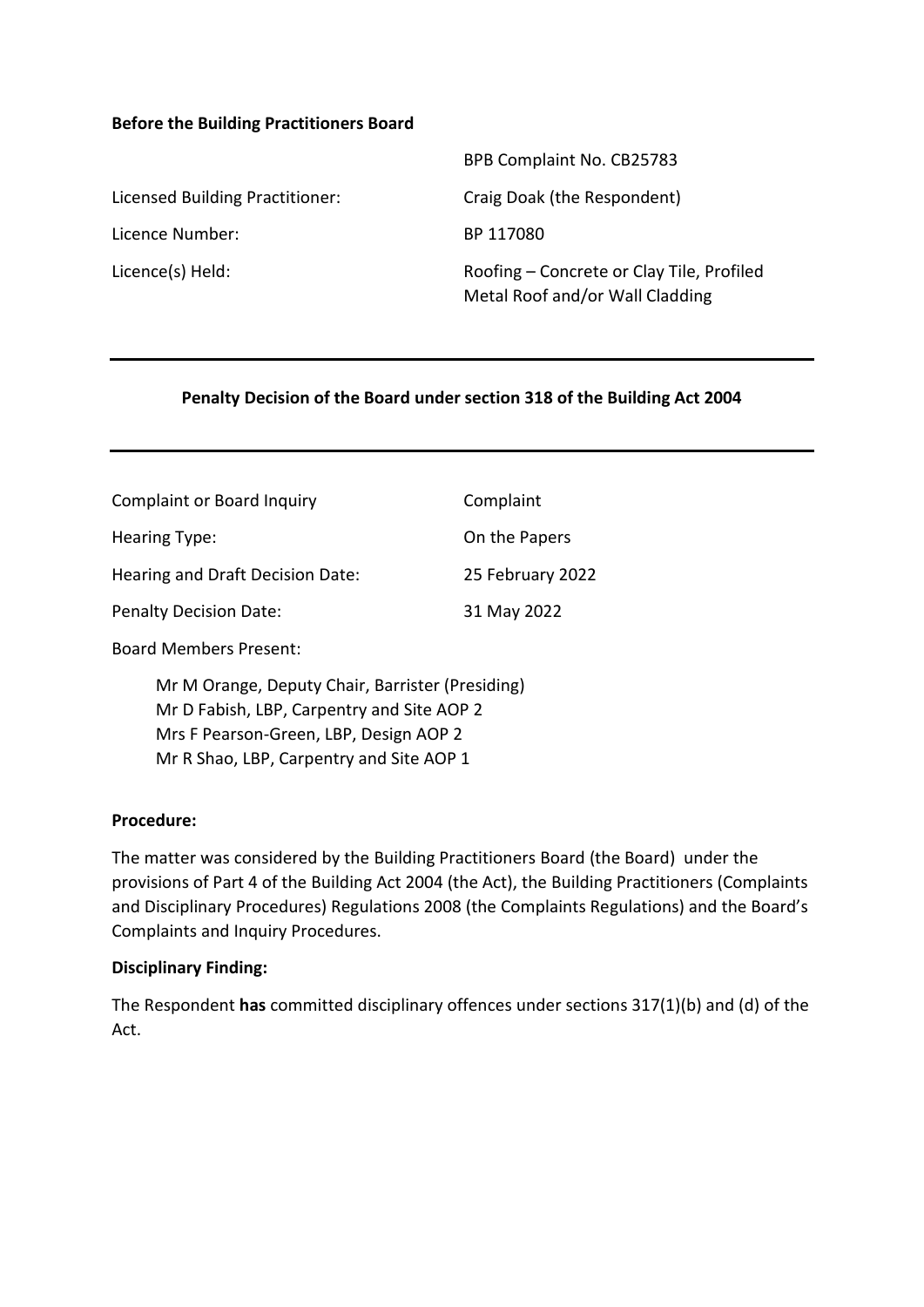**Before the Building Practitioners Board**

| | |
|---|---|
| | BPB Complaint No. CB25783 |
| Licensed Building Practitioner: | Craig Doak (the Respondent) |
| Licence Number: | BP 117080 |
| Licence(s) Held: | Roofing – Concrete or Clay Tile, Profiled Metal Roof and/or Wall Cladding |

---

**Penalty Decision of the Board under section 318 of the Building Act 2004**

---

| | |
|---|---|
| Complaint or Board Inquiry | Complaint |
| Hearing Type: | On the Papers |
| Hearing and Draft Decision Date: | 25 February 2022 |
| Penalty Decision Date: | 31 May 2022 |

Board Members Present:

Mr M Orange, Deputy Chair, Barrister (Presiding)
Mr D Fabish, LBP, Carpentry and Site AOP 2
Mrs F Pearson-Green, LBP, Design AOP 2
Mr R Shao, LBP, Carpentry and Site AOP 1

**Procedure:**

The matter was considered by the Building Practitioners Board (the Board) under the provisions of Part 4 of the Building Act 2004 (the Act), the Building Practitioners (Complaints and Disciplinary Procedures) Regulations 2008 (the Complaints Regulations) and the Board's Complaints and Inquiry Procedures.

**Disciplinary Finding:**

The Respondent **has** committed disciplinary offences under sections 317(1)(b) and (d) of the Act.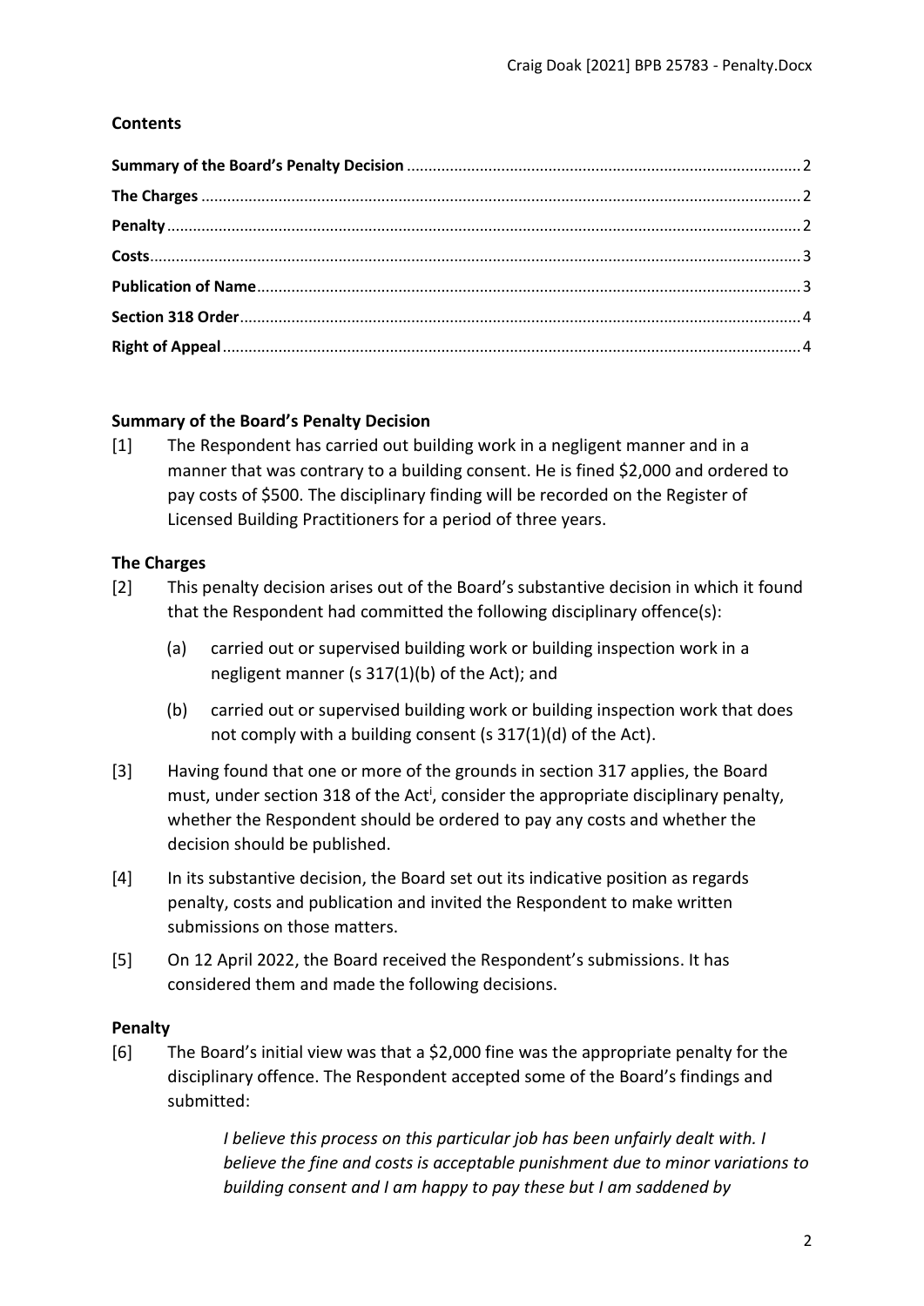## Contents

**Summary of the Board's Penalty Decision** .......... 2
**The Charges** .......... 2
**Penalty** .......... 2
**Costs** .......... 3
**Publication of Name** .......... 3
**Section 318 Order** .......... 4
**Right of Appeal** .......... 4

## Summary of the Board's Penalty Decision

[1] The Respondent has carried out building work in a negligent manner and in a manner that was contrary to a building consent. He is fined $2,000 and ordered to pay costs of $500. The disciplinary finding will be recorded on the Register of Licensed Building Practitioners for a period of three years.

## The Charges

[2] This penalty decision arises out of the Board's substantive decision in which it found that the Respondent had committed the following disciplinary offence(s):

(a) carried out or supervised building work or building inspection work in a negligent manner (s 317(1)(b) of the Act); and

(b) carried out or supervised building work or building inspection work that does not comply with a building consent (s 317(1)(d) of the Act).

[3] Having found that one or more of the grounds in section 317 applies, the Board must, under section 318 of the Act[i], consider the appropriate disciplinary penalty, whether the Respondent should be ordered to pay any costs and whether the decision should be published.

[4] In its substantive decision, the Board set out its indicative position as regards penalty, costs and publication and invited the Respondent to make written submissions on those matters.

[5] On 12 April 2022, the Board received the Respondent's submissions. It has considered them and made the following decisions.

## Penalty

[6] The Board's initial view was that a $2,000 fine was the appropriate penalty for the disciplinary offence. The Respondent accepted some of the Board's findings and submitted:

> *I believe this process on this particular job has been unfairly dealt with. I believe the fine and costs is acceptable punishment due to minor variations to building consent and I am happy to pay these but I am saddened by*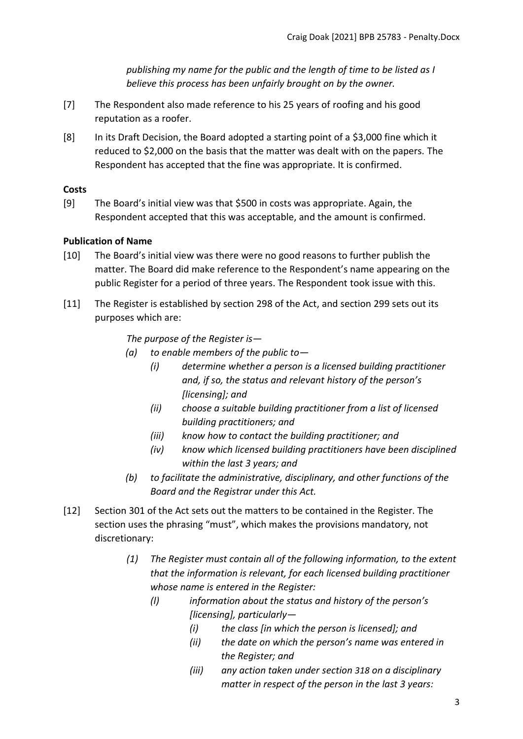*publishing my name for the public and the length of time to be listed as I believe this process has been unfairly brought on by the owner.*

[7] The Respondent also made reference to his 25 years of roofing and his good reputation as a roofer.

[8] In its Draft Decision, the Board adopted a starting point of a $3,000 fine which it reduced to $2,000 on the basis that the matter was dealt with on the papers. The Respondent has accepted that the fine was appropriate. It is confirmed.

**Costs**

[9] The Board's initial view was that $500 in costs was appropriate. Again, the Respondent accepted that this was acceptable, and the amount is confirmed.

**Publication of Name**

[10] The Board's initial view was there were no good reasons to further publish the matter. The Board did make reference to the Respondent's name appearing on the public Register for a period of three years. The Respondent took issue with this.

[11] The Register is established by section 298 of the Act, and section 299 sets out its purposes which are:

> *The purpose of the Register is—*
>
> *(a) to enable members of the public to—*
>
> *(i) determine whether a person is a licensed building practitioner and, if so, the status and relevant history of the person's [licensing]; and*
>
> *(ii) choose a suitable building practitioner from a list of licensed building practitioners; and*
>
> *(iii) know how to contact the building practitioner; and*
>
> *(iv) know which licensed building practitioners have been disciplined within the last 3 years; and*
>
> *(b) to facilitate the administrative, disciplinary, and other functions of the Board and the Registrar under this Act.*

[12] Section 301 of the Act sets out the matters to be contained in the Register. The section uses the phrasing "must", which makes the provisions mandatory, not discretionary:

> *(1) The Register must contain all of the following information, to the extent that the information is relevant, for each licensed building practitioner whose name is entered in the Register:*
>
> *(l) information about the status and history of the person's [licensing], particularly—*
>
> *(i) the class [in which the person is licensed]; and*
>
> *(ii) the date on which the person's name was entered in the Register; and*
>
> *(iii) any action taken under section 318 on a disciplinary matter in respect of the person in the last 3 years:*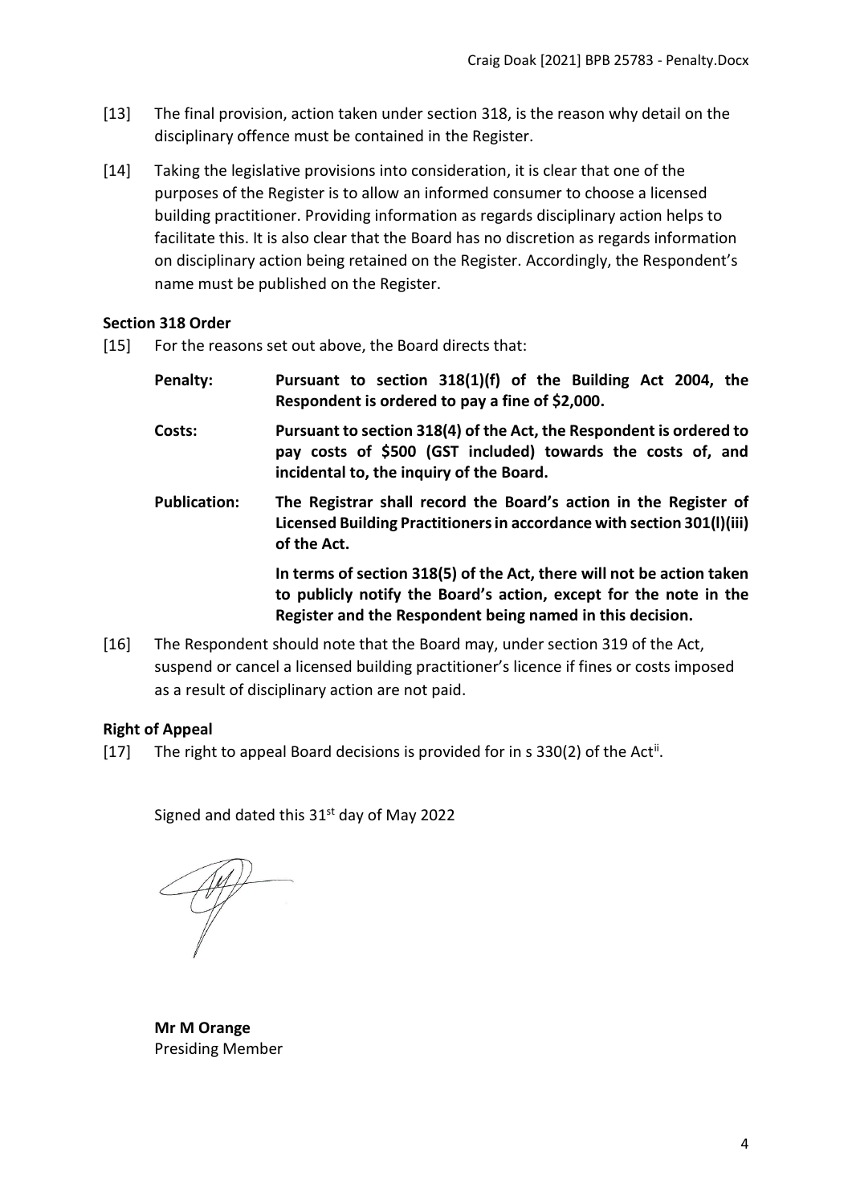[13] The final provision, action taken under section 318, is the reason why detail on the disciplinary offence must be contained in the Register.

[14] Taking the legislative provisions into consideration, it is clear that one of the purposes of the Register is to allow an informed consumer to choose a licensed building practitioner. Providing information as regards disciplinary action helps to facilitate this. It is also clear that the Board has no discretion as regards information on disciplinary action being retained on the Register. Accordingly, the Respondent's name must be published on the Register.

### Section 318 Order

[15] For the reasons set out above, the Board directs that:

**Penalty:** **Pursuant to section 318(1)(f) of the Building Act 2004, the Respondent is ordered to pay a fine of $2,000.**

**Costs:** **Pursuant to section 318(4) of the Act, the Respondent is ordered to pay costs of $500 (GST included) towards the costs of, and incidental to, the inquiry of the Board.**

**Publication:** **The Registrar shall record the Board's action in the Register of Licensed Building Practitioners in accordance with section 301(l)(iii) of the Act.**

**In terms of section 318(5) of the Act, there will not be action taken to publicly notify the Board's action, except for the note in the Register and the Respondent being named in this decision.**

[16] The Respondent should note that the Board may, under section 319 of the Act, suspend or cancel a licensed building practitioner's licence if fines or costs imposed as a result of disciplinary action are not paid.

### Right of Appeal

[17] The right to appeal Board decisions is provided for in s 330(2) of the Act[ii].

Signed and dated this 31st day of May 2022

**Mr M Orange**
Presiding Member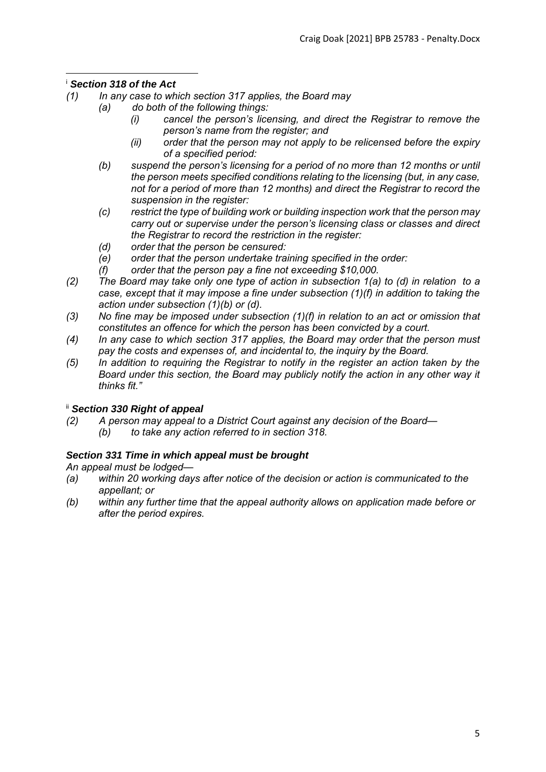[i] ***Section 318 of the Act***

*(1) In any case to which section 317 applies, the Board may*

*(a) do both of the following things:*

*(i) cancel the person's licensing, and direct the Registrar to remove the person's name from the register; and*

*(ii) order that the person may not apply to be relicensed before the expiry of a specified period:*

*(b) suspend the person's licensing for a period of no more than 12 months or until the person meets specified conditions relating to the licensing (but, in any case, not for a period of more than 12 months) and direct the Registrar to record the suspension in the register:*

*(c) restrict the type of building work or building inspection work that the person may carry out or supervise under the person's licensing class or classes and direct the Registrar to record the restriction in the register:*

*(d) order that the person be censured:*

*(e) order that the person undertake training specified in the order:*

*(f) order that the person pay a fine not exceeding $10,000.*

*(2) The Board may take only one type of action in subsection 1(a) to (d) in relation to a case, except that it may impose a fine under subsection (1)(f) in addition to taking the action under subsection (1)(b) or (d).*

*(3) No fine may be imposed under subsection (1)(f) in relation to an act or omission that constitutes an offence for which the person has been convicted by a court.*

*(4) In any case to which section 317 applies, the Board may order that the person must pay the costs and expenses of, and incidental to, the inquiry by the Board.*

*(5) In addition to requiring the Registrar to notify in the register an action taken by the Board under this section, the Board may publicly notify the action in any other way it thinks fit."*

[ii] ***Section 330 Right of appeal***

*(2) A person may appeal to a District Court against any decision of the Board—*

*(b) to take any action referred to in section 318.*

***Section 331 Time in which appeal must be brought***

*An appeal must be lodged—*

*(a) within 20 working days after notice of the decision or action is communicated to the appellant; or*

*(b) within any further time that the appeal authority allows on application made before or after the period expires.*